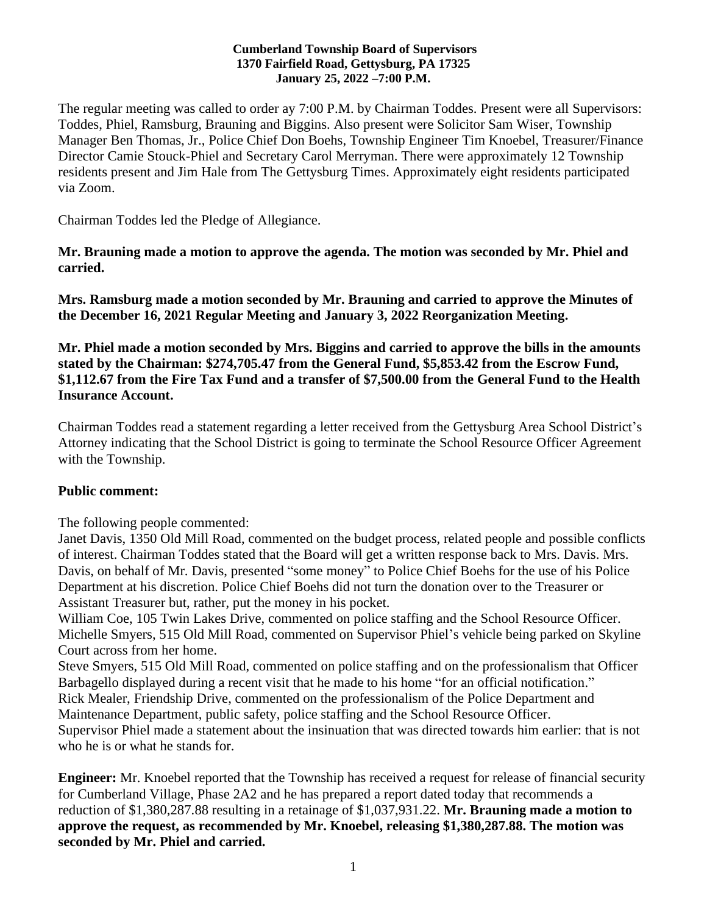**Cumberland Township Board of Supervisors**
**1370 Fairfield Road, Gettysburg, PA 17325**
**January 25, 2022 –7:00 P.M.**

The regular meeting was called to order ay 7:00 P.M. by Chairman Toddes. Present were all Supervisors: Toddes, Phiel, Ramsburg, Brauning and Biggins. Also present were Solicitor Sam Wiser, Township Manager Ben Thomas, Jr., Police Chief Don Boehs, Township Engineer Tim Knoebel, Treasurer/Finance Director Camie Stouck-Phiel and Secretary Carol Merryman. There were approximately 12 Township residents present and Jim Hale from The Gettysburg Times. Approximately eight residents participated via Zoom.

Chairman Toddes led the Pledge of Allegiance.

**Mr. Brauning made a motion to approve the agenda. The motion was seconded by Mr. Phiel and carried.**

**Mrs. Ramsburg made a motion seconded by Mr. Brauning and carried to approve the Minutes of the December 16, 2021 Regular Meeting and January 3, 2022 Reorganization Meeting.**

**Mr. Phiel made a motion seconded by Mrs. Biggins and carried to approve the bills in the amounts stated by the Chairman: $274,705.47 from the General Fund, $5,853.42 from the Escrow Fund, $1,112.67 from the Fire Tax Fund and a transfer of $7,500.00 from the General Fund to the Health Insurance Account.**

Chairman Toddes read a statement regarding a letter received from the Gettysburg Area School District's Attorney indicating that the School District is going to terminate the School Resource Officer Agreement with the Township.

**Public comment:**

The following people commented:
Janet Davis, 1350 Old Mill Road, commented on the budget process, related people and possible conflicts of interest. Chairman Toddes stated that the Board will get a written response back to Mrs. Davis. Mrs. Davis, on behalf of Mr. Davis, presented "some money" to Police Chief Boehs for the use of his Police Department at his discretion. Police Chief Boehs did not turn the donation over to the Treasurer or Assistant Treasurer but, rather, put the money in his pocket.
William Coe, 105 Twin Lakes Drive, commented on police staffing and the School Resource Officer.
Michelle Smyers, 515 Old Mill Road, commented on Supervisor Phiel's vehicle being parked on Skyline Court across from her home.
Steve Smyers, 515 Old Mill Road, commented on police staffing and on the professionalism that Officer Barbagello displayed during a recent visit that he made to his home "for an official notification."
Rick Mealer, Friendship Drive, commented on the professionalism of the Police Department and Maintenance Department, public safety, police staffing and the School Resource Officer.
Supervisor Phiel made a statement about the insinuation that was directed towards him earlier: that is not who he is or what he stands for.

**Engineer:** Mr. Knoebel reported that the Township has received a request for release of financial security for Cumberland Village, Phase 2A2 and he has prepared a report dated today that recommends a reduction of $1,380,287.88 resulting in a retainage of $1,037,931.22. **Mr. Brauning made a motion to approve the request, as recommended by Mr. Knoebel, releasing $1,380,287.88. The motion was seconded by Mr. Phiel and carried.**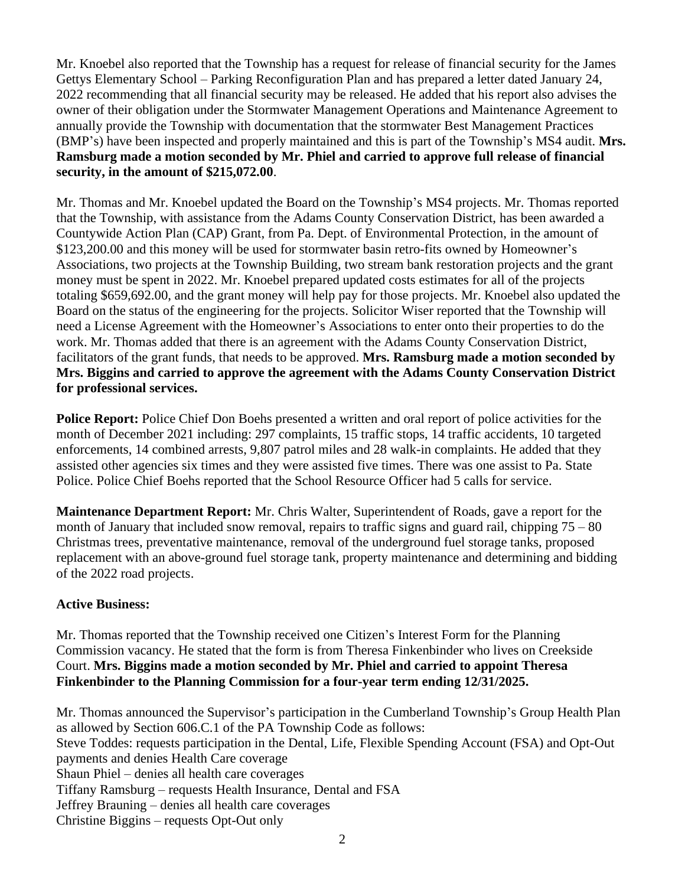Mr. Knoebel also reported that the Township has a request for release of financial security for the James Gettys Elementary School – Parking Reconfiguration Plan and has prepared a letter dated January 24, 2022 recommending that all financial security may be released. He added that his report also advises the owner of their obligation under the Stormwater Management Operations and Maintenance Agreement to annually provide the Township with documentation that the stormwater Best Management Practices (BMP's) have been inspected and properly maintained and this is part of the Township's MS4 audit. **Mrs. Ramsburg made a motion seconded by Mr. Phiel and carried to approve full release of financial security, in the amount of $215,072.00**.

Mr. Thomas and Mr. Knoebel updated the Board on the Township's MS4 projects. Mr. Thomas reported that the Township, with assistance from the Adams County Conservation District, has been awarded a Countywide Action Plan (CAP) Grant, from Pa. Dept. of Environmental Protection, in the amount of $123,200.00 and this money will be used for stormwater basin retro-fits owned by Homeowner's Associations, two projects at the Township Building, two stream bank restoration projects and the grant money must be spent in 2022. Mr. Knoebel prepared updated costs estimates for all of the projects totaling $659,692.00, and the grant money will help pay for those projects. Mr. Knoebel also updated the Board on the status of the engineering for the projects. Solicitor Wiser reported that the Township will need a License Agreement with the Homeowner's Associations to enter onto their properties to do the work. Mr. Thomas added that there is an agreement with the Adams County Conservation District, facilitators of the grant funds, that needs to be approved. **Mrs. Ramsburg made a motion seconded by Mrs. Biggins and carried to approve the agreement with the Adams County Conservation District for professional services.**

**Police Report:** Police Chief Don Boehs presented a written and oral report of police activities for the month of December 2021 including: 297 complaints, 15 traffic stops, 14 traffic accidents, 10 targeted enforcements, 14 combined arrests, 9,807 patrol miles and 28 walk-in complaints. He added that they assisted other agencies six times and they were assisted five times. There was one assist to Pa. State Police. Police Chief Boehs reported that the School Resource Officer had 5 calls for service.

**Maintenance Department Report:** Mr. Chris Walter, Superintendent of Roads, gave a report for the month of January that included snow removal, repairs to traffic signs and guard rail, chipping 75 – 80 Christmas trees, preventative maintenance, removal of the underground fuel storage tanks, proposed replacement with an above-ground fuel storage tank, property maintenance and determining and bidding of the 2022 road projects.

**Active Business:**

Mr. Thomas reported that the Township received one Citizen's Interest Form for the Planning Commission vacancy. He stated that the form is from Theresa Finkenbinder who lives on Creekside Court. **Mrs. Biggins made a motion seconded by Mr. Phiel and carried to appoint Theresa Finkenbinder to the Planning Commission for a four-year term ending 12/31/2025.**

Mr. Thomas announced the Supervisor's participation in the Cumberland Township's Group Health Plan as allowed by Section 606.C.1 of the PA Township Code as follows:
Steve Toddes: requests participation in the Dental, Life, Flexible Spending Account (FSA) and Opt-Out payments and denies Health Care coverage
Shaun Phiel – denies all health care coverages
Tiffany Ramsburg – requests Health Insurance, Dental and FSA
Jeffrey Brauning – denies all health care coverages
Christine Biggins – requests Opt-Out only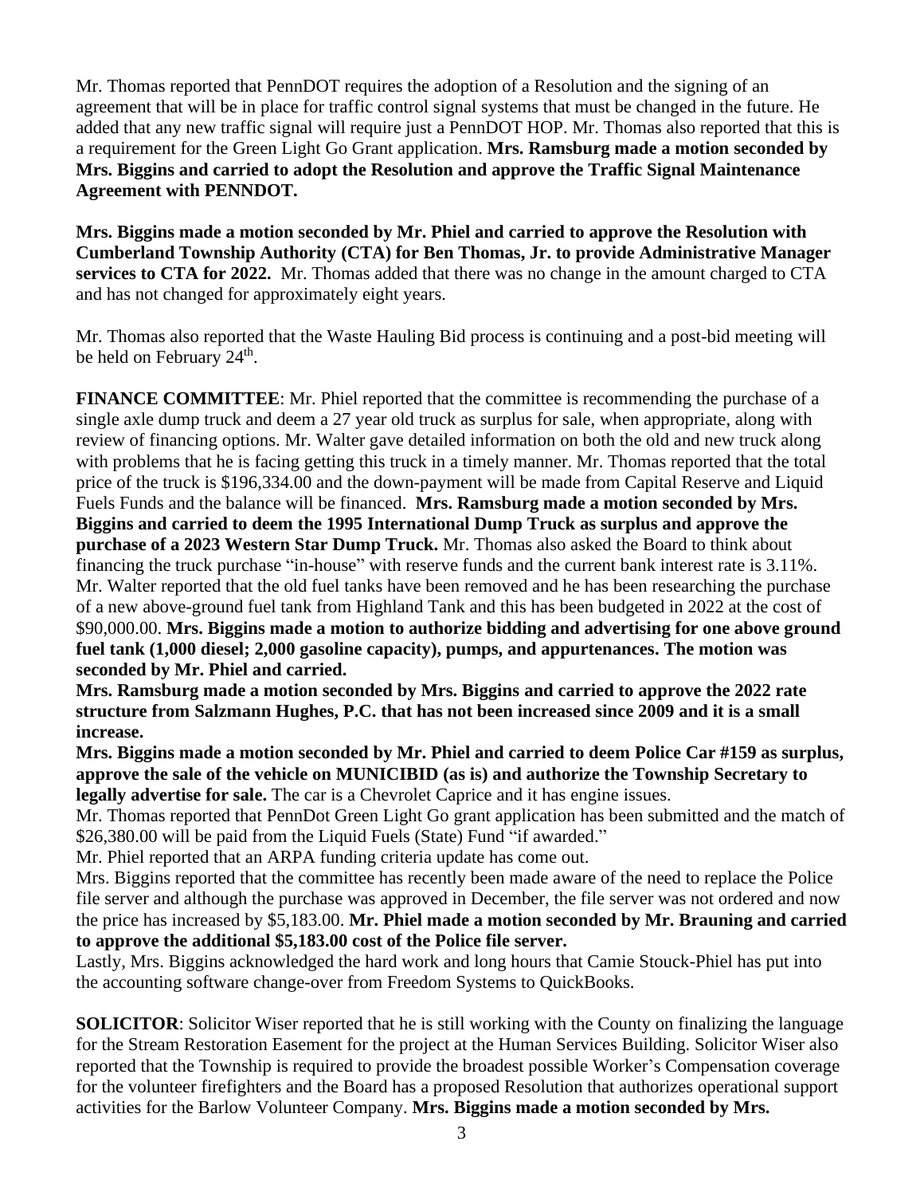Mr. Thomas reported that PennDOT requires the adoption of a Resolution and the signing of an agreement that will be in place for traffic control signal systems that must be changed in the future. He added that any new traffic signal will require just a PennDOT HOP. Mr. Thomas also reported that this is a requirement for the Green Light Go Grant application. **Mrs. Ramsburg made a motion seconded by Mrs. Biggins and carried to adopt the Resolution and approve the Traffic Signal Maintenance Agreement with PENNDOT.**

**Mrs. Biggins made a motion seconded by Mr. Phiel and carried to approve the Resolution with Cumberland Township Authority (CTA) for Ben Thomas, Jr. to provide Administrative Manager services to CTA for 2022.** Mr. Thomas added that there was no change in the amount charged to CTA and has not changed for approximately eight years.

Mr. Thomas also reported that the Waste Hauling Bid process is continuing and a post-bid meeting will be held on February 24th.

**FINANCE COMMITTEE**: Mr. Phiel reported that the committee is recommending the purchase of a single axle dump truck and deem a 27 year old truck as surplus for sale, when appropriate, along with review of financing options. Mr. Walter gave detailed information on both the old and new truck along with problems that he is facing getting this truck in a timely manner. Mr. Thomas reported that the total price of the truck is $196,334.00 and the down-payment will be made from Capital Reserve and Liquid Fuels Funds and the balance will be financed. **Mrs. Ramsburg made a motion seconded by Mrs. Biggins and carried to deem the 1995 International Dump Truck as surplus and approve the purchase of a 2023 Western Star Dump Truck.** Mr. Thomas also asked the Board to think about financing the truck purchase "in-house" with reserve funds and the current bank interest rate is 3.11%. Mr. Walter reported that the old fuel tanks have been removed and he has been researching the purchase of a new above-ground fuel tank from Highland Tank and this has been budgeted in 2022 at the cost of $90,000.00. **Mrs. Biggins made a motion to authorize bidding and advertising for one above ground fuel tank (1,000 diesel; 2,000 gasoline capacity), pumps, and appurtenances. The motion was seconded by Mr. Phiel and carried.**

**Mrs. Ramsburg made a motion seconded by Mrs. Biggins and carried to approve the 2022 rate structure from Salzmann Hughes, P.C. that has not been increased since 2009 and it is a small increase.**

**Mrs. Biggins made a motion seconded by Mr. Phiel and carried to deem Police Car #159 as surplus, approve the sale of the vehicle on MUNICIBID (as is) and authorize the Township Secretary to legally advertise for sale.** The car is a Chevrolet Caprice and it has engine issues.

Mr. Thomas reported that PennDot Green Light Go grant application has been submitted and the match of $26,380.00 will be paid from the Liquid Fuels (State) Fund "if awarded."

Mr. Phiel reported that an ARPA funding criteria update has come out.

Mrs. Biggins reported that the committee has recently been made aware of the need to replace the Police file server and although the purchase was approved in December, the file server was not ordered and now the price has increased by $5,183.00. **Mr. Phiel made a motion seconded by Mr. Brauning and carried to approve the additional $5,183.00 cost of the Police file server.**

Lastly, Mrs. Biggins acknowledged the hard work and long hours that Camie Stouck-Phiel has put into the accounting software change-over from Freedom Systems to QuickBooks.

**SOLICITOR**: Solicitor Wiser reported that he is still working with the County on finalizing the language for the Stream Restoration Easement for the project at the Human Services Building. Solicitor Wiser also reported that the Township is required to provide the broadest possible Worker's Compensation coverage for the volunteer firefighters and the Board has a proposed Resolution that authorizes operational support activities for the Barlow Volunteer Company. **Mrs. Biggins made a motion seconded by Mrs.**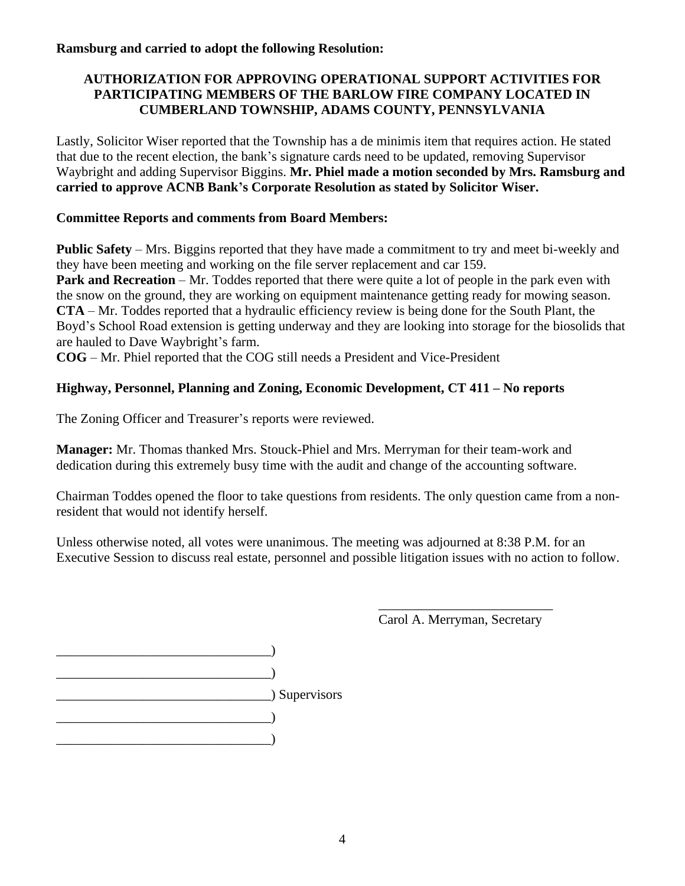**Ramsburg and carried to adopt the following Resolution:**

**AUTHORIZATION FOR APPROVING OPERATIONAL SUPPORT ACTIVITIES FOR PARTICIPATING MEMBERS OF THE BARLOW FIRE COMPANY LOCATED IN CUMBERLAND TOWNSHIP, ADAMS COUNTY, PENNSYLVANIA**

Lastly, Solicitor Wiser reported that the Township has a de minimis item that requires action. He stated that due to the recent election, the bank's signature cards need to be updated, removing Supervisor Waybright and adding Supervisor Biggins. **Mr. Phiel made a motion seconded by Mrs. Ramsburg and carried to approve ACNB Bank's Corporate Resolution as stated by Solicitor Wiser.**

**Committee Reports and comments from Board Members:**

**Public Safety** – Mrs. Biggins reported that they have made a commitment to try and meet bi-weekly and they have been meeting and working on the file server replacement and car 159.
**Park and Recreation** – Mr. Toddes reported that there were quite a lot of people in the park even with the snow on the ground, they are working on equipment maintenance getting ready for mowing season.
**CTA** – Mr. Toddes reported that a hydraulic efficiency review is being done for the South Plant, the Boyd's School Road extension is getting underway and they are looking into storage for the biosolids that are hauled to Dave Waybright's farm.
**COG** – Mr. Phiel reported that the COG still needs a President and Vice-President

**Highway, Personnel, Planning and Zoning, Economic Development, CT 411 – No reports**

The Zoning Officer and Treasurer's reports were reviewed.

**Manager:** Mr. Thomas thanked Mrs. Stouck-Phiel and Mrs. Merryman for their team-work and dedication during this extremely busy time with the audit and change of the accounting software.

Chairman Toddes opened the floor to take questions from residents. The only question came from a non-resident that would not identify herself.

Unless otherwise noted, all votes were unanimous. The meeting was adjourned at 8:38 P.M. for an Executive Session to discuss real estate, personnel and possible litigation issues with no action to follow.

\_\_\_\_\_\_\_\_\_\_\_\_\_\_\_\_\_\_\_\_\_\_\_\_\_\_
Carol A. Merryman, Secretary

\_\_\_\_\_\_\_\_\_\_\_\_\_\_\_\_\_\_\_\_\_\_\_\_\_\_\_\_\_\_\_\_)
\_\_\_\_\_\_\_\_\_\_\_\_\_\_\_\_\_\_\_\_\_\_\_\_\_\_\_\_\_\_\_\_)
\_\_\_\_\_\_\_\_\_\_\_\_\_\_\_\_\_\_\_\_\_\_\_\_\_\_\_\_\_\_\_\_) Supervisors
\_\_\_\_\_\_\_\_\_\_\_\_\_\_\_\_\_\_\_\_\_\_\_\_\_\_\_\_\_\_\_\_)
\_\_\_\_\_\_\_\_\_\_\_\_\_\_\_\_\_\_\_\_\_\_\_\_\_\_\_\_\_\_\_\_)